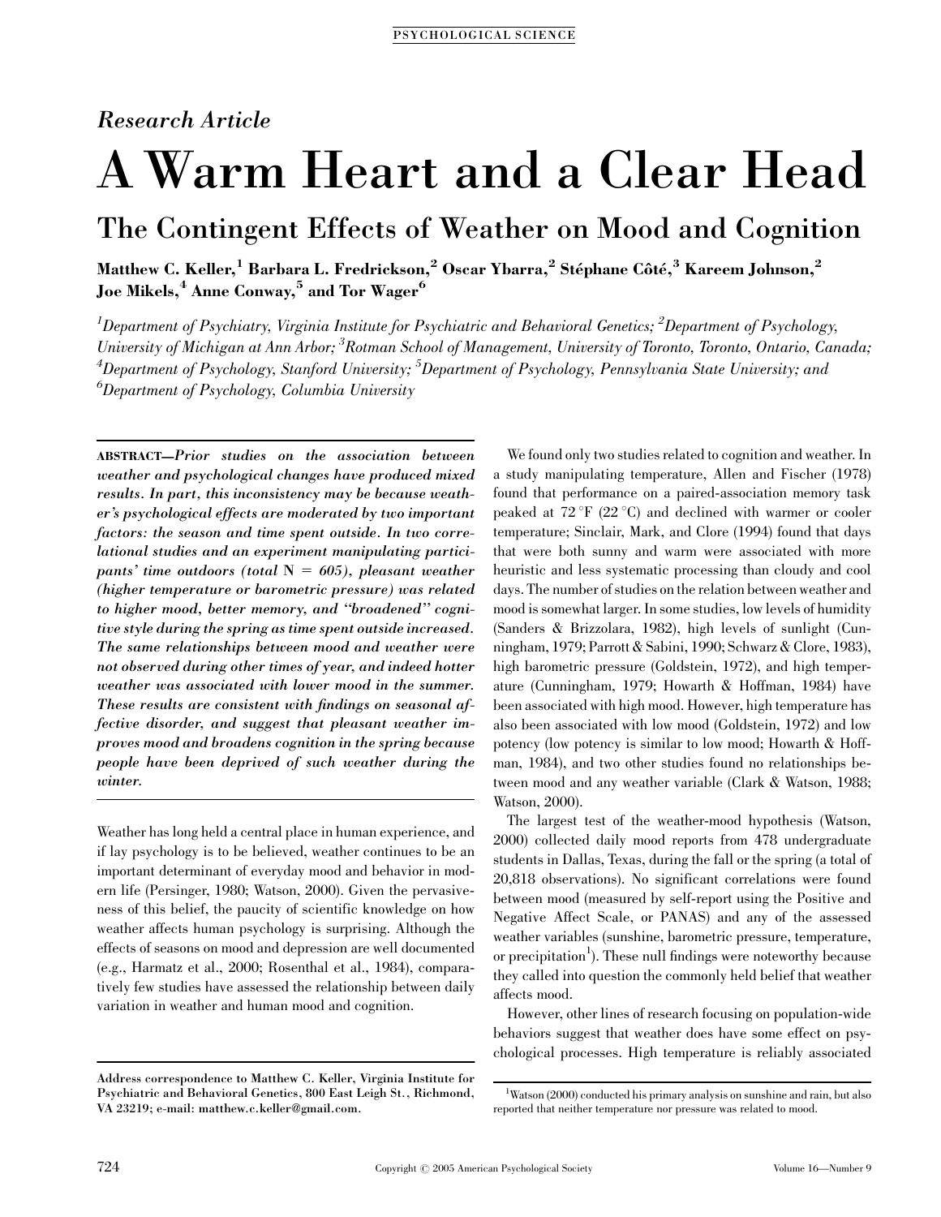Research Article

# A Warm Heart and a Clear Head

## The Contingent Effects of Weather on Mood and Cognition

**Matthew C. Keller,[1] Barbara L. Fredrickson,[2] Oscar Ybarra,[2] Stéphane Côté,[3] Kareem Johnson,[2] Joe Mikels,[4] Anne Conway,[5] and Tor Wager[6]**

*[1]Department of Psychiatry, Virginia Institute for Psychiatric and Behavioral Genetics; [2]Department of Psychology, University of Michigan at Ann Arbor; [3]Rotman School of Management, University of Toronto, Toronto, Ontario, Canada; [4]Department of Psychology, Stanford University; [5]Department of Psychology, Pennsylvania State University; and [6]Department of Psychology, Columbia University*

**ABSTRACT**—***Prior studies on the association between weather and psychological changes have produced mixed results. In part, this inconsistency may be because weather's psychological effects are moderated by two important factors: the season and time spent outside. In two correlational studies and an experiment manipulating participants' time outdoors (total N = 605), pleasant weather (higher temperature or barometric pressure) was related to higher mood, better memory, and "broadened" cognitive style during the spring as time spent outside increased. The same relationships between mood and weather were not observed during other times of year, and indeed hotter weather was associated with lower mood in the summer. These results are consistent with findings on seasonal affective disorder, and suggest that pleasant weather improves mood and broadens cognition in the spring because people have been deprived of such weather during the winter.***

Weather has long held a central place in human experience, and if lay psychology is to be believed, weather continues to be an important determinant of everyday mood and behavior in modern life (Persinger, 1980; Watson, 2000). Given the pervasiveness of this belief, the paucity of scientific knowledge on how weather affects human psychology is surprising. Although the effects of seasons on mood and depression are well documented (e.g., Harmatz et al., 2000; Rosenthal et al., 1984), comparatively few studies have assessed the relationship between daily variation in weather and human mood and cognition.

We found only two studies related to cognition and weather. In a study manipulating temperature, Allen and Fischer (1978) found that performance on a paired-association memory task peaked at 72 °F (22 °C) and declined with warmer or cooler temperature; Sinclair, Mark, and Clore (1994) found that days that were both sunny and warm were associated with more heuristic and less systematic processing than cloudy and cool days. The number of studies on the relation between weather and mood is somewhat larger. In some studies, low levels of humidity (Sanders & Brizzolara, 1982), high levels of sunlight (Cunningham, 1979; Parrott & Sabini, 1990; Schwarz & Clore, 1983), high barometric pressure (Goldstein, 1972), and high temperature (Cunningham, 1979; Howarth & Hoffman, 1984) have been associated with high mood. However, high temperature has also been associated with low mood (Goldstein, 1972) and low potency (low potency is similar to low mood; Howarth & Hoffman, 1984), and two other studies found no relationships between mood and any weather variable (Clark & Watson, 1988; Watson, 2000).

The largest test of the weather-mood hypothesis (Watson, 2000) collected daily mood reports from 478 undergraduate students in Dallas, Texas, during the fall or the spring (a total of 20,818 observations). No significant correlations were found between mood (measured by self-report using the Positive and Negative Affect Scale, or PANAS) and any of the assessed weather variables (sunshine, barometric pressure, temperature, or precipitation[1]). These null findings were noteworthy because they called into question the commonly held belief that weather affects mood.

However, other lines of research focusing on population-wide behaviors suggest that weather does have some effect on psychological processes. High temperature is reliably associated

Address correspondence to Matthew C. Keller, Virginia Institute for Psychiatric and Behavioral Genetics, 800 East Leigh St., Richmond, VA 23219; e-mail: matthew.c.keller@gmail.com.

[1]Watson (2000) conducted his primary analysis on sunshine and rain, but also reported that neither temperature nor pressure was related to mood.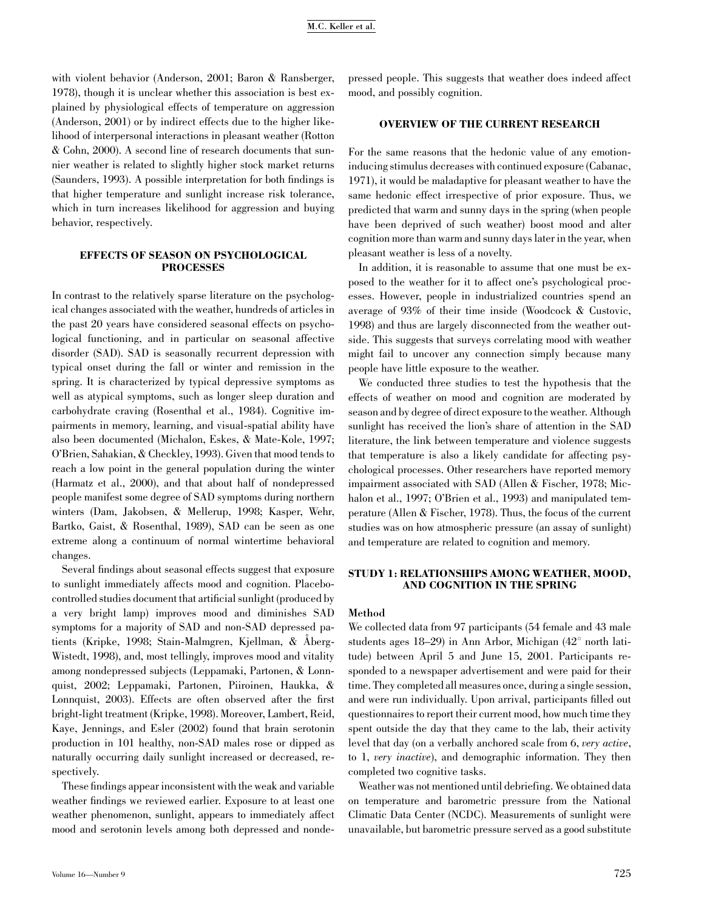with violent behavior (Anderson, 2001; Baron & Ransberger, 1978), though it is unclear whether this association is best explained by physiological effects of temperature on aggression (Anderson, 2001) or by indirect effects due to the higher likelihood of interpersonal interactions in pleasant weather (Rotton & Cohn, 2000). A second line of research documents that sunnier weather is related to slightly higher stock market returns (Saunders, 1993). A possible interpretation for both findings is that higher temperature and sunlight increase risk tolerance, which in turn increases likelihood for aggression and buying behavior, respectively.

## EFFECTS OF SEASON ON PSYCHOLOGICAL PROCESSES

In contrast to the relatively sparse literature on the psychological changes associated with the weather, hundreds of articles in the past 20 years have considered seasonal effects on psychological functioning, and in particular on seasonal affective disorder (SAD). SAD is seasonally recurrent depression with typical onset during the fall or winter and remission in the spring. It is characterized by typical depressive symptoms as well as atypical symptoms, such as longer sleep duration and carbohydrate craving (Rosenthal et al., 1984). Cognitive impairments in memory, learning, and visual-spatial ability have also been documented (Michalon, Eskes, & Mate-Kole, 1997; O'Brien, Sahakian, & Checkley, 1993). Given that mood tends to reach a low point in the general population during the winter (Harmatz et al., 2000), and that about half of nondepressed people manifest some degree of SAD symptoms during northern winters (Dam, Jakobsen, & Mellerup, 1998; Kasper, Wehr, Bartko, Gaist, & Rosenthal, 1989), SAD can be seen as one extreme along a continuum of normal wintertime behavioral changes.

Several findings about seasonal effects suggest that exposure to sunlight immediately affects mood and cognition. Placebo-controlled studies document that artificial sunlight (produced by a very bright lamp) improves mood and diminishes SAD symptoms for a majority of SAD and non-SAD depressed patients (Kripke, 1998; Stain-Malmgren, Kjellman, & Åberg-Wistedt, 1998), and, most tellingly, improves mood and vitality among nondepressed subjects (Leppamaki, Partonen, & Lonnquist, 2002; Leppamaki, Partonen, Piiroinen, Haukka, & Lonnquist, 2003). Effects are often observed after the first bright-light treatment (Kripke, 1998). Moreover, Lambert, Reid, Kaye, Jennings, and Esler (2002) found that brain serotonin production in 101 healthy, non-SAD males rose or dipped as naturally occurring daily sunlight increased or decreased, respectively.

These findings appear inconsistent with the weak and variable weather findings we reviewed earlier. Exposure to at least one weather phenomenon, sunlight, appears to immediately affect mood and serotonin levels among both depressed and nondepressed people. This suggests that weather does indeed affect mood, and possibly cognition.

## OVERVIEW OF THE CURRENT RESEARCH

For the same reasons that the hedonic value of any emotion-inducing stimulus decreases with continued exposure (Cabanac, 1971), it would be maladaptive for pleasant weather to have the same hedonic effect irrespective of prior exposure. Thus, we predicted that warm and sunny days in the spring (when people have been deprived of such weather) boost mood and alter cognition more than warm and sunny days later in the year, when pleasant weather is less of a novelty.

In addition, it is reasonable to assume that one must be exposed to the weather for it to affect one's psychological processes. However, people in industrialized countries spend an average of 93% of their time inside (Woodcock & Custovic, 1998) and thus are largely disconnected from the weather outside. This suggests that surveys correlating mood with weather might fail to uncover any connection simply because many people have little exposure to the weather.

We conducted three studies to test the hypothesis that the effects of weather on mood and cognition are moderated by season and by degree of direct exposure to the weather. Although sunlight has received the lion's share of attention in the SAD literature, the link between temperature and violence suggests that temperature is also a likely candidate for affecting psychological processes. Other researchers have reported memory impairment associated with SAD (Allen & Fischer, 1978; Michalon et al., 1997; O'Brien et al., 1993) and manipulated temperature (Allen & Fischer, 1978). Thus, the focus of the current studies was on how atmospheric pressure (an assay of sunlight) and temperature are related to cognition and memory.

## STUDY 1: RELATIONSHIPS AMONG WEATHER, MOOD, AND COGNITION IN THE SPRING

### Method

We collected data from 97 participants (54 female and 43 male students ages 18–29) in Ann Arbor, Michigan (42° north latitude) between April 5 and June 15, 2001. Participants responded to a newspaper advertisement and were paid for their time. They completed all measures once, during a single session, and were run individually. Upon arrival, participants filled out questionnaires to report their current mood, how much time they spent outside the day that they came to the lab, their activity level that day (on a verbally anchored scale from 6, *very active*, to 1, *very inactive*), and demographic information. They then completed two cognitive tasks.

Weather was not mentioned until debriefing. We obtained data on temperature and barometric pressure from the National Climatic Data Center (NCDC). Measurements of sunlight were unavailable, but barometric pressure served as a good substitute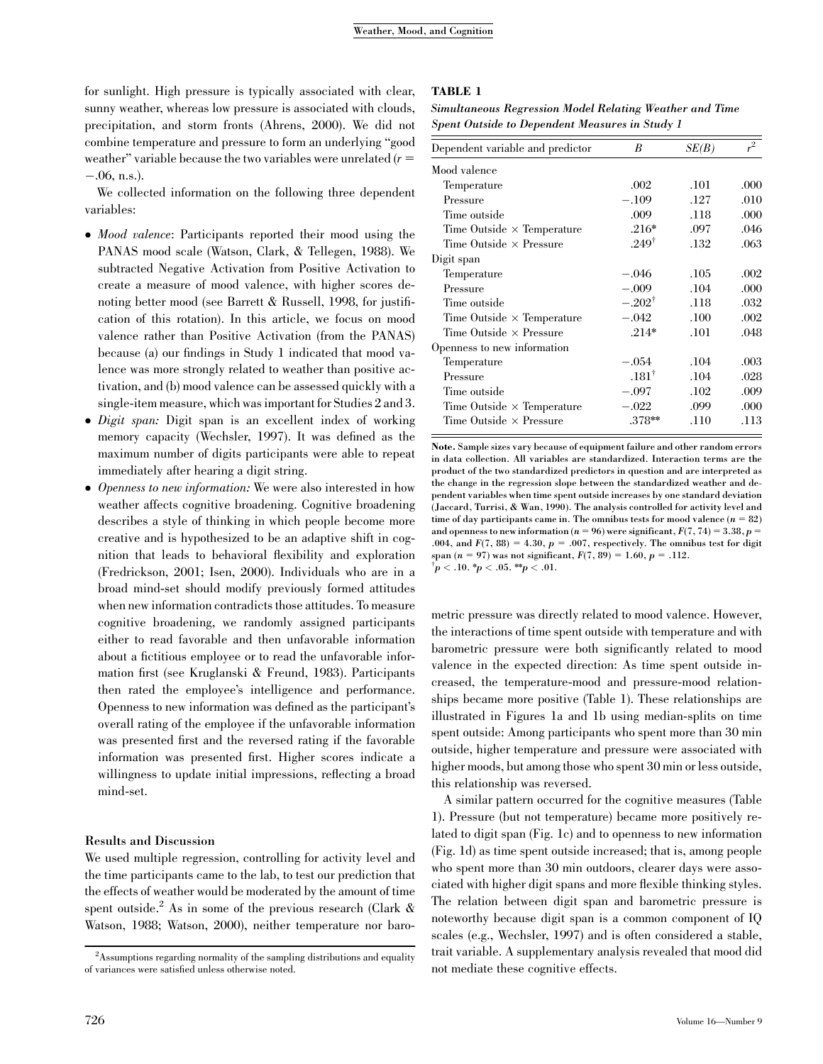for sunlight. High pressure is typically associated with clear, sunny weather, whereas low pressure is associated with clouds, precipitation, and storm fronts (Ahrens, 2000). We did not combine temperature and pressure to form an underlying "good weather" variable because the two variables were unrelated ($r = -.06$, n.s.).

We collected information on the following three dependent variables:

- *Mood valence*: Participants reported their mood using the PANAS mood scale (Watson, Clark, & Tellegen, 1988). We subtracted Negative Activation from Positive Activation to create a measure of mood valence, with higher scores denoting better mood (see Barrett & Russell, 1998, for justification of this rotation). In this article, we focus on mood valence rather than Positive Activation (from the PANAS) because (a) our findings in Study 1 indicated that mood valence was more strongly related to weather than positive activation, and (b) mood valence can be assessed quickly with a single-item measure, which was important for Studies 2 and 3.
- *Digit span:* Digit span is an excellent index of working memory capacity (Wechsler, 1997). It was defined as the maximum number of digits participants were able to repeat immediately after hearing a digit string.
- *Openness to new information:* We were also interested in how weather affects cognitive broadening. Cognitive broadening describes a style of thinking in which people become more creative and is hypothesized to be an adaptive shift in cognition that leads to behavioral flexibility and exploration (Fredrickson, 2001; Isen, 2000). Individuals who are in a broad mind-set should modify previously formed attitudes when new information contradicts those attitudes. To measure cognitive broadening, we randomly assigned participants either to read favorable and then unfavorable information about a fictitious employee or to read the unfavorable information first (see Kruglanski & Freund, 1983). Participants then rated the employee's intelligence and performance. Openness to new information was defined as the participant's overall rating of the employee if the unfavorable information was presented first and the reversed rating if the favorable information was presented first. Higher scores indicate a willingness to update initial impressions, reflecting a broad mind-set.

### Results and Discussion

We used multiple regression, controlling for activity level and the time participants came to the lab, to test our prediction that the effects of weather would be moderated by the amount of time spent outside.[2] As in some of the previous research (Clark & Watson, 1988; Watson, 2000), neither temperature nor barometric pressure was directly related to mood valence. However, the interactions of time spent outside with temperature and with barometric pressure were both significantly related to mood valence in the expected direction: As time spent outside increased, the temperature-mood and pressure-mood relationships became more positive (Table 1). These relationships are illustrated in Figures 1a and 1b using median-splits on time spent outside: Among participants who spent more than 30 min outside, higher temperature and pressure were associated with higher moods, but among those who spent 30 min or less outside, this relationship was reversed.

A similar pattern occurred for the cognitive measures (Table 1). Pressure (but not temperature) became more positively related to digit span (Fig. 1c) and to openness to new information (Fig. 1d) as time spent outside increased; that is, among people who spent more than 30 min outdoors, clearer days were associated with higher digit spans and more flexible thinking styles. The relation between digit span and barometric pressure is noteworthy because digit span is a common component of IQ scales (e.g., Wechsler, 1997) and is often considered a stable, trait variable. A supplementary analysis revealed that mood did not mediate these cognitive effects.

[2]Assumptions regarding normality of the sampling distributions and equality of variances were satisfied unless otherwise noted.

**TABLE 1**

***Simultaneous Regression Model Relating Weather and Time Spent Outside to Dependent Measures in Study 1***

| Dependent variable and predictor | $B$ | $SE(B)$ | $r^2$ |
|---|---|---|---|
| Mood valence | | | |
| Temperature | .002 | .101 | .000 |
| Pressure | −.109 | .127 | .010 |
| Time outside | .009 | .118 | .000 |
| Time Outside × Temperature | .216* | .097 | .046 |
| Time Outside × Pressure | .249† | .132 | .063 |
| Digit span | | | |
| Temperature | −.046 | .105 | .002 |
| Pressure | −.009 | .104 | .000 |
| Time outside | −.202† | .118 | .032 |
| Time Outside × Temperature | −.042 | .100 | .002 |
| Time Outside × Pressure | .214* | .101 | .048 |
| Openness to new information | | | |
| Temperature | −.054 | .104 | .003 |
| Pressure | .181† | .104 | .028 |
| Time outside | −.097 | .102 | .009 |
| Time Outside × Temperature | −.022 | .099 | .000 |
| Time Outside × Pressure | .378** | .110 | .113 |

**Note.** Sample sizes vary because of equipment failure and other random errors in data collection. All variables are standardized. Interaction terms are the product of the two standardized predictors in question and are interpreted as the change in the regression slope between the standardized weather and dependent variables when time spent outside increases by one standard deviation (Jaccard, Turrisi, & Wan, 1990). The analysis controlled for activity level and time of day participants came in. The omnibus tests for mood valence ($n = 82$) and openness to new information ($n = 96$) were significant, $F(7, 74) = 3.38$, $p = .004$, and $F(7, 88) = 4.30$, $p = .007$, respectively. The omnibus test for digit span ($n = 97$) was not significant, $F(7, 89) = 1.60$, $p = .112$.
†$p < .10$. *$p < .05$. **$p < .01$.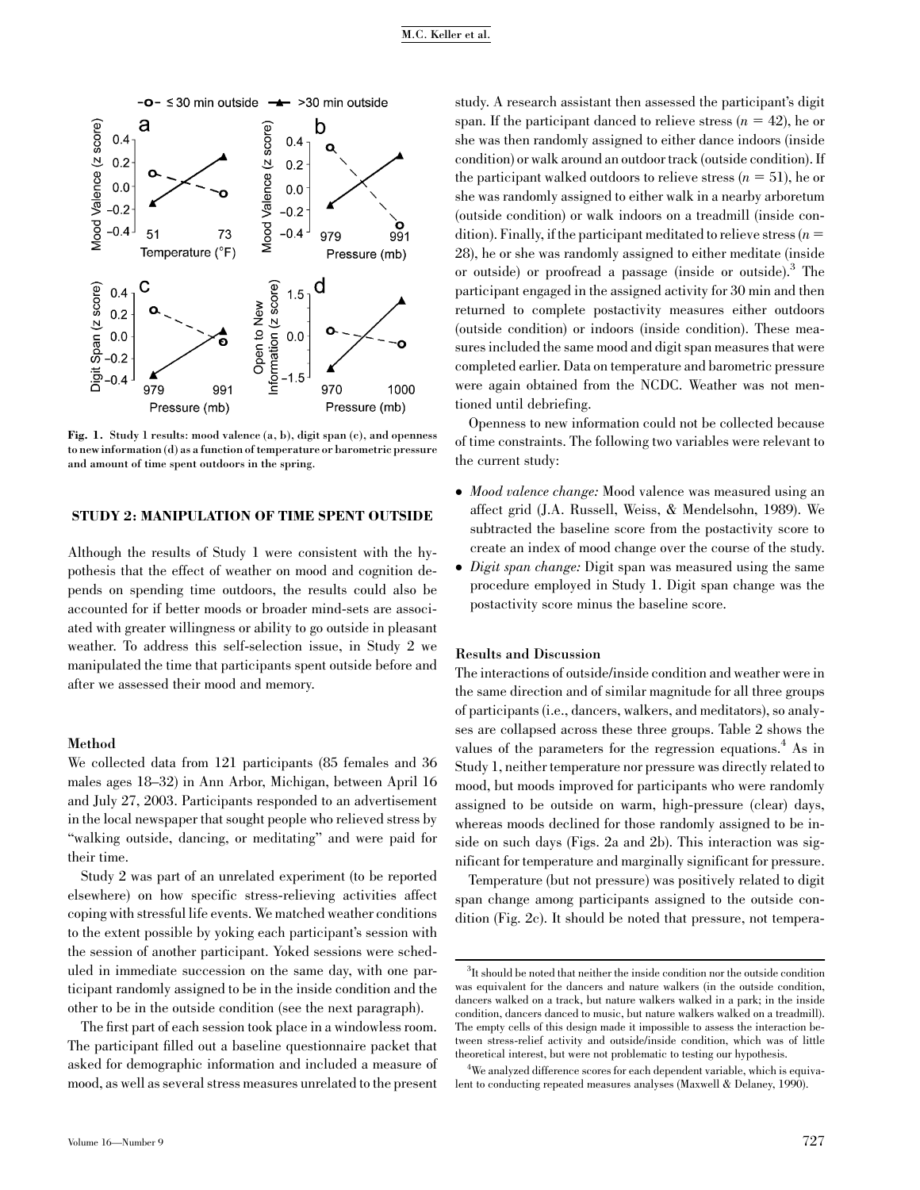Fig. 1. Study 1 results: mood valence (a, b), digit span (c), and openness to new information (d) as a function of temperature or barometric pressure and amount of time spent outdoors in the spring.

## STUDY 2: MANIPULATION OF TIME SPENT OUTSIDE

Although the results of Study 1 were consistent with the hypothesis that the effect of weather on mood and cognition depends on spending time outdoors, the results could also be accounted for if better moods or broader mind-sets are associated with greater willingness or ability to go outside in pleasant weather. To address this self-selection issue, in Study 2 we manipulated the time that participants spent outside before and after we assessed their mood and memory.

### Method

We collected data from 121 participants (85 females and 36 males ages 18–32) in Ann Arbor, Michigan, between April 16 and July 27, 2003. Participants responded to an advertisement in the local newspaper that sought people who relieved stress by "walking outside, dancing, or meditating" and were paid for their time.

Study 2 was part of an unrelated experiment (to be reported elsewhere) on how specific stress-relieving activities affect coping with stressful life events. We matched weather conditions to the extent possible by yoking each participant's session with the session of another participant. Yoked sessions were scheduled in immediate succession on the same day, with one participant randomly assigned to be in the inside condition and the other to be in the outside condition (see the next paragraph).

The first part of each session took place in a windowless room. The participant filled out a baseline questionnaire packet that asked for demographic information and included a measure of mood, as well as several stress measures unrelated to the present study. A research assistant then assessed the participant's digit span. If the participant danced to relieve stress ($n = 42$), he or she was then randomly assigned to either dance indoors (inside condition) or walk around an outdoor track (outside condition). If the participant walked outdoors to relieve stress ($n = 51$), he or she was randomly assigned to either walk in a nearby arboretum (outside condition) or walk indoors on a treadmill (inside condition). Finally, if the participant meditated to relieve stress ($n = 28$), he or she was randomly assigned to either meditate (inside or outside) or proofread a passage (inside or outside).[3] The participant engaged in the assigned activity for 30 min and then returned to complete postactivity measures either outdoors (outside condition) or indoors (inside condition). These measures included the same mood and digit span measures that were completed earlier. Data on temperature and barometric pressure were again obtained from the NCDC. Weather was not mentioned until debriefing.

Openness to new information could not be collected because of time constraints. The following two variables were relevant to the current study:

- *Mood valence change:* Mood valence was measured using an affect grid (J.A. Russell, Weiss, & Mendelsohn, 1989). We subtracted the baseline score from the postactivity score to create an index of mood change over the course of the study.
- *Digit span change:* Digit span was measured using the same procedure employed in Study 1. Digit span change was the postactivity score minus the baseline score.

### Results and Discussion

The interactions of outside/inside condition and weather were in the same direction and of similar magnitude for all three groups of participants (i.e., dancers, walkers, and meditators), so analyses are collapsed across these three groups. Table 2 shows the values of the parameters for the regression equations.[4] As in Study 1, neither temperature nor pressure was directly related to mood, but moods improved for participants who were randomly assigned to be outside on warm, high-pressure (clear) days, whereas moods declined for those randomly assigned to be inside on such days (Figs. 2a and 2b). This interaction was significant for temperature and marginally significant for pressure.

Temperature (but not pressure) was positively related to digit span change among participants assigned to the outside condition (Fig. 2c). It should be noted that pressure, not tempera-

[3]It should be noted that neither the inside condition nor the outside condition was equivalent for the dancers and nature walkers (in the outside condition, dancers walked on a track, but nature walkers walked in a park; in the inside condition, dancers danced to music, but nature walkers walked on a treadmill). The empty cells of this design made it impossible to assess the interaction between stress-relief activity and outside/inside condition, which was of little theoretical interest, but were not problematic to testing our hypothesis.

[4]We analyzed difference scores for each dependent variable, which is equivalent to conducting repeated measures analyses (Maxwell & Delaney, 1990).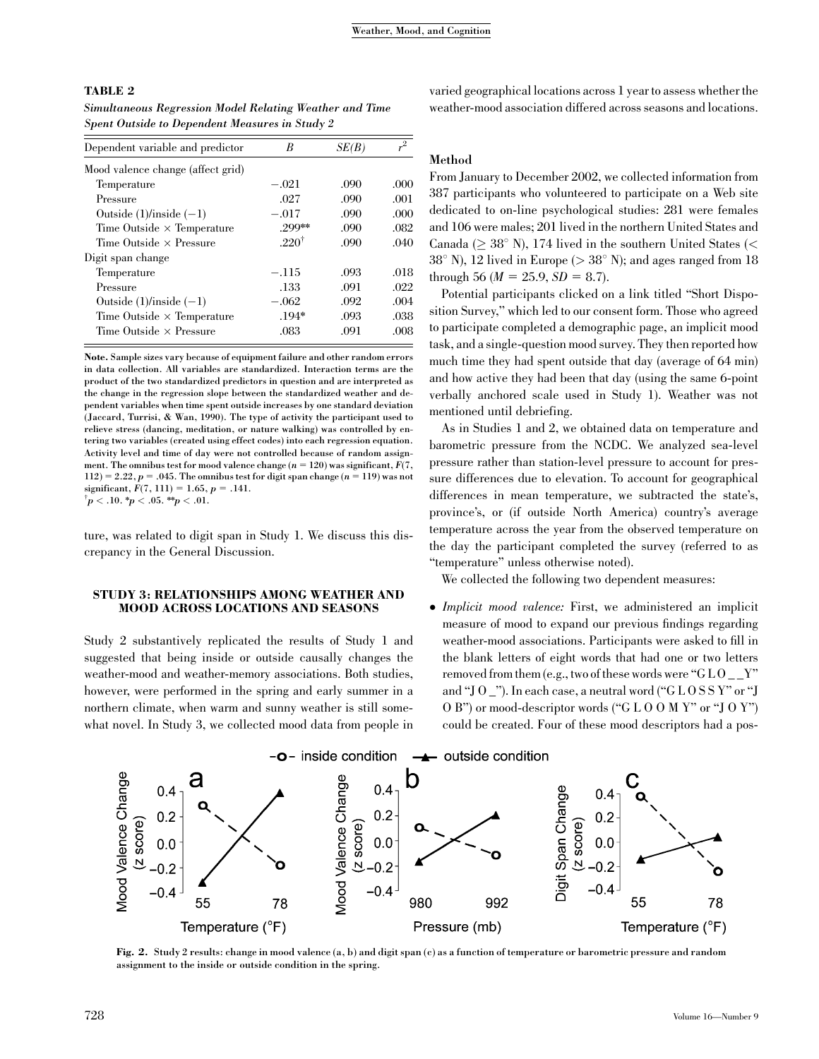**TABLE 2**

***Simultaneous Regression Model Relating Weather and Time Spent Outside to Dependent Measures in Study 2***

| Dependent variable and predictor | $B$ | $SE(B)$ | $r^2$ |
|---|---|---|---|
| Mood valence change (affect grid) | | | |
| Temperature | −.021 | .090 | .000 |
| Pressure | .027 | .090 | .001 |
| Outside (1)/inside (−1) | −.017 | .090 | .000 |
| Time Outside × Temperature | .299** | .090 | .082 |
| Time Outside × Pressure | .220† | .090 | .040 |
| Digit span change | | | |
| Temperature | −.115 | .093 | .018 |
| Pressure | .133 | .091 | .022 |
| Outside (1)/inside (−1) | −.062 | .092 | .004 |
| Time Outside × Temperature | .194* | .093 | .038 |
| Time Outside × Pressure | .083 | .091 | .008 |

**Note.** Sample sizes vary because of equipment failure and other random errors in data collection. All variables are standardized. Interaction terms are the product of the two standardized predictors in question and are interpreted as the change in the regression slope between the standardized weather and dependent variables when time spent outside increases by one standard deviation (Jaccard, Turrisi, & Wan, 1990). The type of activity the participant used to relieve stress (dancing, meditation, or nature walking) was controlled by entering two variables (created using effect codes) into each regression equation. Activity level and time of day were not controlled because of random assignment. The omnibus test for mood valence change ($n = 120$) was significant, $F(7, 112) = 2.22$, $p = .045$. The omnibus test for digit span change ($n = 119$) was not significant, $F(7, 111) = 1.65$, $p = .141$.
†$p < .10$. *$p < .05$. **$p < .01$.

ture, was related to digit span in Study 1. We discuss this discrepancy in the General Discussion.

## STUDY 3: RELATIONSHIPS AMONG WEATHER AND MOOD ACROSS LOCATIONS AND SEASONS

Study 2 substantively replicated the results of Study 1 and suggested that being inside or outside causally changes the weather-mood and weather-memory associations. Both studies, however, were performed in the spring and early summer in a northern climate, when warm and sunny weather is still somewhat novel. In Study 3, we collected mood data from people in varied geographical locations across 1 year to assess whether the weather-mood association differed across seasons and locations.

### Method

From January to December 2002, we collected information from 387 participants who volunteered to participate on a Web site dedicated to on-line psychological studies: 281 were females and 106 were males; 201 lived in the northern United States and Canada (≥ 38° N), 174 lived in the southern United States (< 38° N), 12 lived in Europe (> 38° N); and ages ranged from 18 through 56 ($M = 25.9$, $SD = 8.7$).

Potential participants clicked on a link titled "Short Disposition Survey," which led to our consent form. Those who agreed to participate completed a demographic page, an implicit mood task, and a single-question mood survey. They then reported how much time they had spent outside that day (average of 64 min) and how active they had been that day (using the same 6-point verbally anchored scale used in Study 1). Weather was not mentioned until debriefing.

As in Studies 1 and 2, we obtained data on temperature and barometric pressure from the NCDC. We analyzed sea-level pressure rather than station-level pressure to account for pressure differences due to elevation. To account for geographical differences in mean temperature, we subtracted the state's, province's, or (if outside North America) country's average temperature across the year from the observed temperature on the day the participant completed the survey (referred to as "temperature" unless otherwise noted).

We collected the following two dependent measures:

- *Implicit mood valence:* First, we administered an implicit measure of mood to expand our previous findings regarding weather-mood associations. Participants were asked to fill in the blank letters of eight words that had one or two letters removed from them (e.g., two of these words were "G L O _ _ Y" and "J O _"). In each case, a neutral word ("G L O S S Y" or "J O B") or mood-descriptor words ("G L O O M Y" or "J O Y") could be created. Four of these mood descriptors had a pos-

**Fig. 2.** Study 2 results: change in mood valence (a, b) and digit span (c) as a function of temperature or barometric pressure and random assignment to the inside or outside condition in the spring.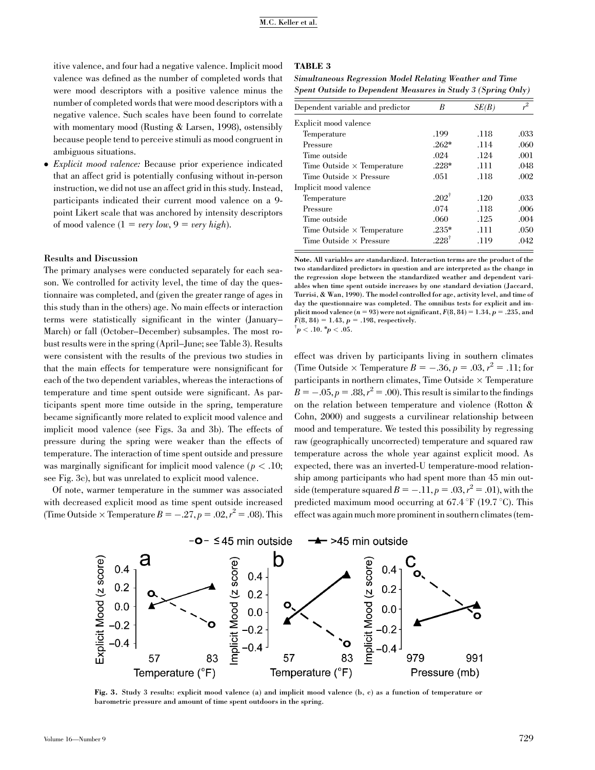itive valence, and four had a negative valence. Implicit mood valence was defined as the number of completed words that were mood descriptors with a positive valence minus the number of completed words that were mood descriptors with a negative valence. Such scales have been found to correlate with momentary mood (Rusting & Larsen, 1998), ostensibly because people tend to perceive stimuli as mood congruent in ambiguous situations.

- *Explicit mood valence:* Because prior experience indicated that an affect grid is potentially confusing without in-person instruction, we did not use an affect grid in this study. Instead, participants indicated their current mood valence on a 9-point Likert scale that was anchored by intensity descriptors of mood valence (1 = *very low*, 9 = *very high*).

### Results and Discussion

The primary analyses were conducted separately for each season. We controlled for activity level, the time of day the questionnaire was completed, and (given the greater range of ages in this study than in the others) age. No main effects or interaction terms were statistically significant in the winter (January–March) or fall (October–December) subsamples. The most robust results were in the spring (April–June; see Table 3). Results were consistent with the results of the previous two studies in that the main effects for temperature were nonsignificant for each of the two dependent variables, whereas the interactions of temperature and time spent outside were significant. As participants spent more time outside in the spring, temperature became significantly more related to explicit mood valence and implicit mood valence (see Figs. 3a and 3b). The effects of pressure during the spring were weaker than the effects of temperature. The interaction of time spent outside and pressure was marginally significant for implicit mood valence ($p < .10$; see Fig. 3c), but was unrelated to explicit mood valence.

Of note, warmer temperature in the summer was associated with decreased explicit mood as time spent outside increased (Time Outside × Temperature $B = -.27, p = .02, r^2 = .08$). This effect was driven by participants living in southern climates (Time Outside × Temperature $B = -.36, p = .03, r^2 = .11$; for participants in northern climates, Time Outside × Temperature $B = -.05, p = .88, r^2 = .00$). This result is similar to the findings on the relation between temperature and violence (Rotton & Cohn, 2000) and suggests a curvilinear relationship between mood and temperature. We tested this possibility by regressing raw (geographically uncorrected) temperature and squared raw temperature across the whole year against explicit mood. As expected, there was an inverted-U temperature-mood relationship among participants who had spent more than 45 min outside (temperature squared $B = -.11, p = .03, r^2 = .01$), with the predicted maximum mood occurring at 67.4 °F (19.7 °C). This effect was again much more prominent in southern climates (tem-

**TABLE 3**

***Simultaneous Regression Model Relating Weather and Time Spent Outside to Dependent Measures in Study 3 (Spring Only)***

| Dependent variable and predictor | $B$ | $SE(B)$ | $r^2$ |
|---|---|---|---|
| Explicit mood valence | | | |
| Temperature | .199 | .118 | .033 |
| Pressure | .262* | .114 | .060 |
| Time outside | .024 | .124 | .001 |
| Time Outside × Temperature | .228* | .111 | .048 |
| Time Outside × Pressure | .051 | .118 | .002 |
| Implicit mood valence | | | |
| Temperature | .202† | .120 | .033 |
| Pressure | .074 | .118 | .006 |
| Time outside | .060 | .125 | .004 |
| Time Outside × Temperature | .235* | .111 | .050 |
| Time Outside × Pressure | .228† | .119 | .042 |

Note. All variables are standardized. Interaction terms are the product of the two standardized predictors in question and are interpreted as the change in the regression slope between the standardized weather and dependent variables when time spent outside increases by one standard deviation (Jaccard, Turrisi, & Wan, 1990). The model controlled for age, activity level, and time of day the questionnaire was completed. The omnibus tests for explicit and implicit mood valence ($n = 93$) were not significant, $F(8, 84) = 1.34, p = .235$, and $F(8, 84) = 1.43, p = .198$, respectively.
†$p < .10$. *$p < .05$.

Fig. 3. Study 3 results: explicit mood valence (a) and implicit mood valence (b, c) as a function of temperature or barometric pressure and amount of time spent outdoors in the spring.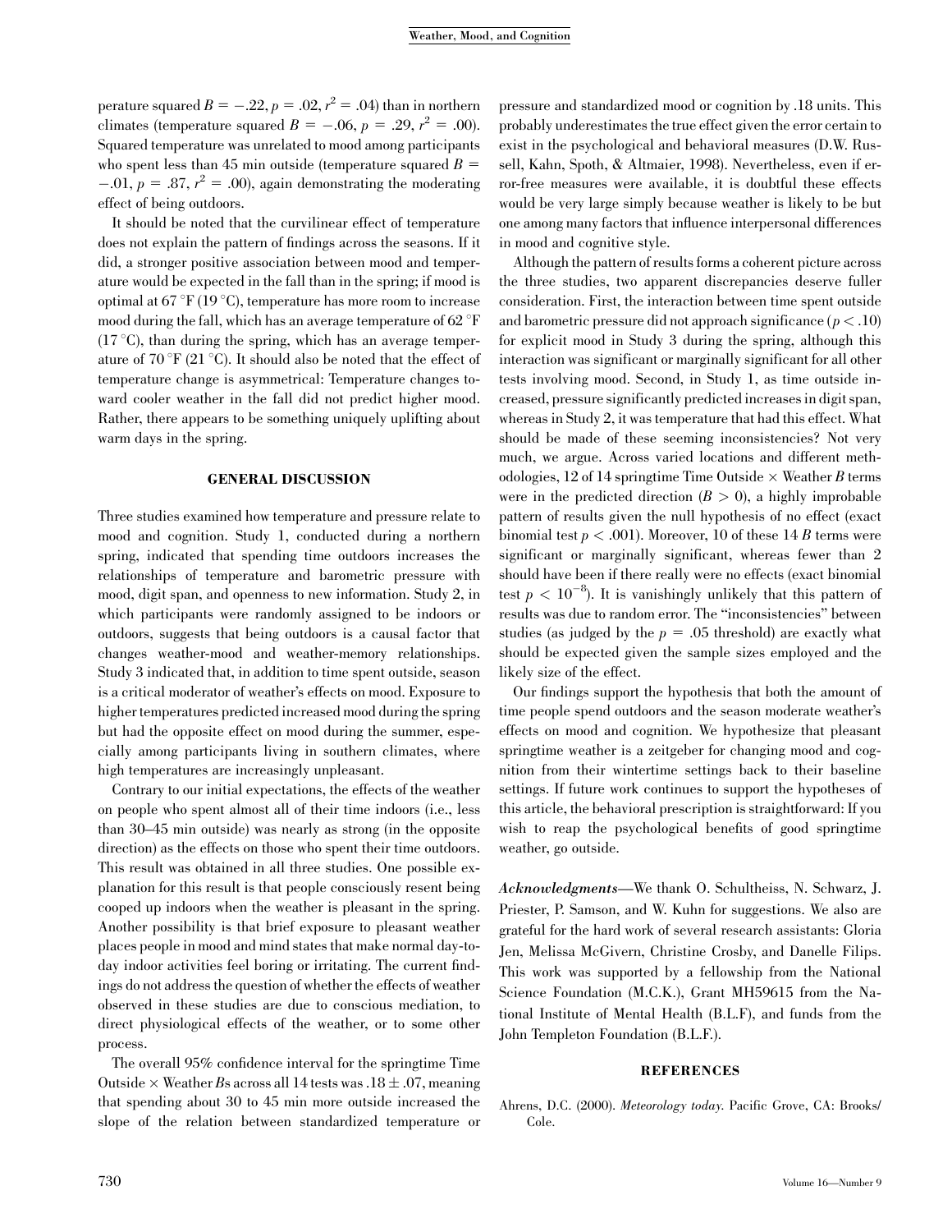perature squared $B = -.22$, $p = .02$, $r^2 = .04$) than in northern climates (temperature squared $B = -.06$, $p = .29$, $r^2 = .00$). Squared temperature was unrelated to mood among participants who spent less than 45 min outside (temperature squared $B = -.01$, $p = .87$, $r^2 = .00$), again demonstrating the moderating effect of being outdoors.

It should be noted that the curvilinear effect of temperature does not explain the pattern of findings across the seasons. If it did, a stronger positive association between mood and temperature would be expected in the fall than in the spring; if mood is optimal at 67 °F (19 °C), temperature has more room to increase mood during the fall, which has an average temperature of 62 °F (17 °C), than during the spring, which has an average temperature of 70 °F (21 °C). It should also be noted that the effect of temperature change is asymmetrical: Temperature changes toward cooler weather in the fall did not predict higher mood. Rather, there appears to be something uniquely uplifting about warm days in the spring.

## GENERAL DISCUSSION

Three studies examined how temperature and pressure relate to mood and cognition. Study 1, conducted during a northern spring, indicated that spending time outdoors increases the relationships of temperature and barometric pressure with mood, digit span, and openness to new information. Study 2, in which participants were randomly assigned to be indoors or outdoors, suggests that being outdoors is a causal factor that changes weather-mood and weather-memory relationships. Study 3 indicated that, in addition to time spent outside, season is a critical moderator of weather's effects on mood. Exposure to higher temperatures predicted increased mood during the spring but had the opposite effect on mood during the summer, especially among participants living in southern climates, where high temperatures are increasingly unpleasant.

Contrary to our initial expectations, the effects of the weather on people who spent almost all of their time indoors (i.e., less than 30–45 min outside) was nearly as strong (in the opposite direction) as the effects on those who spent their time outdoors. This result was obtained in all three studies. One possible explanation for this result is that people consciously resent being cooped up indoors when the weather is pleasant in the spring. Another possibility is that brief exposure to pleasant weather places people in mood and mind states that make normal day-to-day indoor activities feel boring or irritating. The current findings do not address the question of whether the effects of weather observed in these studies are due to conscious mediation, to direct physiological effects of the weather, or to some other process.

The overall 95% confidence interval for the springtime Time Outside × Weather $B$s across all 14 tests was $.18 \pm .07$, meaning that spending about 30 to 45 min more outside increased the slope of the relation between standardized temperature or pressure and standardized mood or cognition by .18 units. This probably underestimates the true effect given the error certain to exist in the psychological and behavioral measures (D.W. Russell, Kahn, Spoth, & Altmaier, 1998). Nevertheless, even if error-free measures were available, it is doubtful these effects would be very large simply because weather is likely to be but one among many factors that influence interpersonal differences in mood and cognitive style.

Although the pattern of results forms a coherent picture across the three studies, two apparent discrepancies deserve fuller consideration. First, the interaction between time spent outside and barometric pressure did not approach significance ($p < .10$) for explicit mood in Study 3 during the spring, although this interaction was significant or marginally significant for all other tests involving mood. Second, in Study 1, as time outside increased, pressure significantly predicted increases in digit span, whereas in Study 2, it was temperature that had this effect. What should be made of these seeming inconsistencies? Not very much, we argue. Across varied locations and different methodologies, 12 of 14 springtime Time Outside × Weather $B$ terms were in the predicted direction ($B > 0$), a highly improbable pattern of results given the null hypothesis of no effect (exact binomial test $p < .001$). Moreover, 10 of these 14 $B$ terms were significant or marginally significant, whereas fewer than 2 should have been if there really were no effects (exact binomial test $p < 10^{-8}$). It is vanishingly unlikely that this pattern of results was due to random error. The "inconsistencies" between studies (as judged by the $p = .05$ threshold) are exactly what should be expected given the sample sizes employed and the likely size of the effect.

Our findings support the hypothesis that both the amount of time people spend outdoors and the season moderate weather's effects on mood and cognition. We hypothesize that pleasant springtime weather is a zeitgeber for changing mood and cognition from their wintertime settings back to their baseline settings. If future work continues to support the hypotheses of this article, the behavioral prescription is straightforward: If you wish to reap the psychological benefits of good springtime weather, go outside.

***Acknowledgments***—We thank O. Schultheiss, N. Schwarz, J. Priester, P. Samson, and W. Kuhn for suggestions. We also are grateful for the hard work of several research assistants: Gloria Jen, Melissa McGivern, Christine Crosby, and Danelle Filips. This work was supported by a fellowship from the National Science Foundation (M.C.K.), Grant MH59615 from the National Institute of Mental Health (B.L.F), and funds from the John Templeton Foundation (B.L.F.).

## REFERENCES

Ahrens, D.C. (2000). *Meteorology today*. Pacific Grove, CA: Brooks/Cole.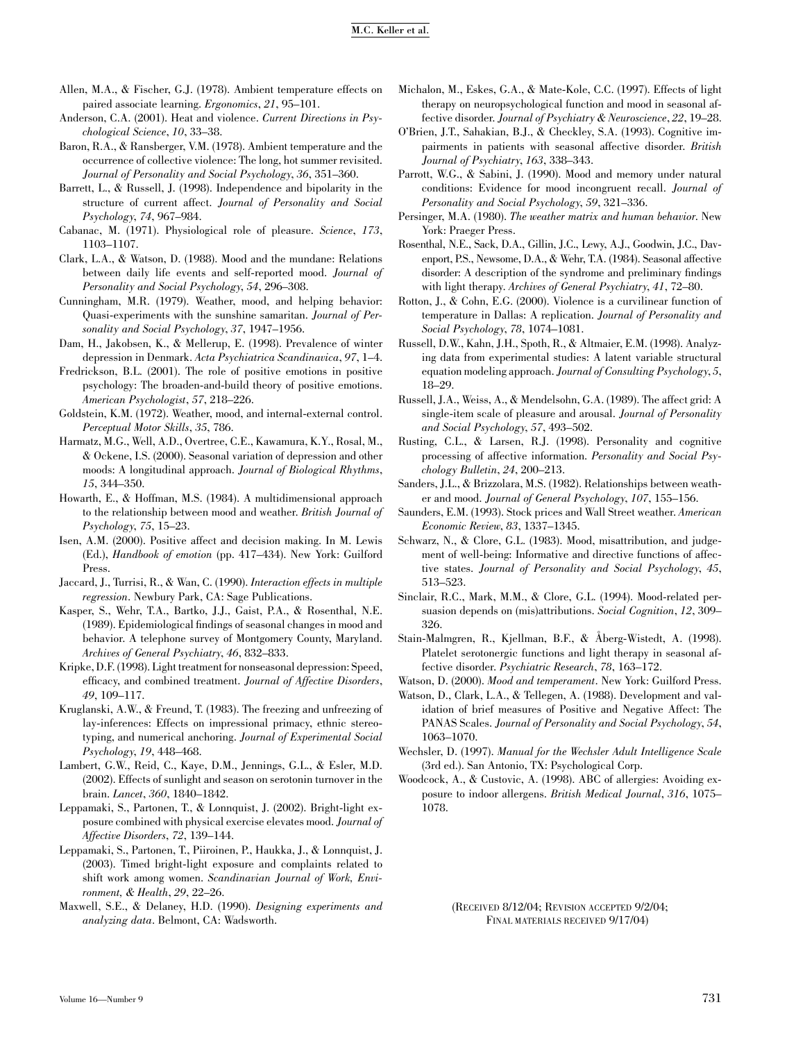Allen, M.A., & Fischer, G.J. (1978). Ambient temperature effects on paired associate learning. *Ergonomics*, *21*, 95–101.

Anderson, C.A. (2001). Heat and violence. *Current Directions in Psychological Science*, *10*, 33–38.

Baron, R.A., & Ransberger, V.M. (1978). Ambient temperature and the occurrence of collective violence: The long, hot summer revisited. *Journal of Personality and Social Psychology*, *36*, 351–360.

Barrett, L., & Russell, J. (1998). Independence and bipolarity in the structure of current affect. *Journal of Personality and Social Psychology*, *74*, 967–984.

Cabanac, M. (1971). Physiological role of pleasure. *Science*, *173*, 1103–1107.

Clark, L.A., & Watson, D. (1988). Mood and the mundane: Relations between daily life events and self-reported mood. *Journal of Personality and Social Psychology*, *54*, 296–308.

Cunningham, M.R. (1979). Weather, mood, and helping behavior: Quasi-experiments with the sunshine samaritan. *Journal of Personality and Social Psychology*, *37*, 1947–1956.

Dam, H., Jakobsen, K., & Mellerup, E. (1998). Prevalence of winter depression in Denmark. *Acta Psychiatrica Scandinavica*, *97*, 1–4.

Fredrickson, B.L. (2001). The role of positive emotions in positive psychology: The broaden-and-build theory of positive emotions. *American Psychologist*, *57*, 218–226.

Goldstein, K.M. (1972). Weather, mood, and internal-external control. *Perceptual Motor Skills*, *35*, 786.

Harmatz, M.G., Well, A.D., Overtree, C.E., Kawamura, K.Y., Rosal, M., & Ockene, I.S. (2000). Seasonal variation of depression and other moods: A longitudinal approach. *Journal of Biological Rhythms*, *15*, 344–350.

Howarth, E., & Hoffman, M.S. (1984). A multidimensional approach to the relationship between mood and weather. *British Journal of Psychology*, *75*, 15–23.

Isen, A.M. (2000). Positive affect and decision making. In M. Lewis (Ed.), *Handbook of emotion* (pp. 417–434). New York: Guilford Press.

Jaccard, J., Turrisi, R., & Wan, C. (1990). *Interaction effects in multiple regression*. Newbury Park, CA: Sage Publications.

Kasper, S., Wehr, T.A., Bartko, J.J., Gaist, P.A., & Rosenthal, N.E. (1989). Epidemiological findings of seasonal changes in mood and behavior. A telephone survey of Montgomery County, Maryland. *Archives of General Psychiatry*, *46*, 832–833.

Kripke, D.F. (1998). Light treatment for nonseasonal depression: Speed, efficacy, and combined treatment. *Journal of Affective Disorders*, *49*, 109–117.

Kruglanski, A.W., & Freund, T. (1983). The freezing and unfreezing of lay-inferences: Effects on impressional primacy, ethnic stereotyping, and numerical anchoring. *Journal of Experimental Social Psychology*, *19*, 448–468.

Lambert, G.W., Reid, C., Kaye, D.M., Jennings, G.L., & Esler, M.D. (2002). Effects of sunlight and season on serotonin turnover in the brain. *Lancet*, *360*, 1840–1842.

Leppamaki, S., Partonen, T., & Lonnquist, J. (2002). Bright-light exposure combined with physical exercise elevates mood. *Journal of Affective Disorders*, *72*, 139–144.

Leppamaki, S., Partonen, T., Piiroinen, P., Haukka, J., & Lonnquist, J. (2003). Timed bright-light exposure and complaints related to shift work among women. *Scandinavian Journal of Work, Environment, & Health*, *29*, 22–26.

Maxwell, S.E., & Delaney, H.D. (1990). *Designing experiments and analyzing data*. Belmont, CA: Wadsworth.

Michalon, M., Eskes, G.A., & Mate-Kole, C.C. (1997). Effects of light therapy on neuropsychological function and mood in seasonal affective disorder. *Journal of Psychiatry & Neuroscience*, *22*, 19–28.

O'Brien, J.T., Sahakian, B.J., & Checkley, S.A. (1993). Cognitive impairments in patients with seasonal affective disorder. *British Journal of Psychiatry*, *163*, 338–343.

Parrott, W.G., & Sabini, J. (1990). Mood and memory under natural conditions: Evidence for mood incongruent recall. *Journal of Personality and Social Psychology*, *59*, 321–336.

Persinger, M.A. (1980). *The weather matrix and human behavior*. New York: Praeger Press.

Rosenthal, N.E., Sack, D.A., Gillin, J.C., Lewy, A.J., Goodwin, J.C., Davenport, P.S., Newsome, D.A., & Wehr, T.A. (1984). Seasonal affective disorder: A description of the syndrome and preliminary findings with light therapy. *Archives of General Psychiatry*, *41*, 72–80.

Rotton, J., & Cohn, E.G. (2000). Violence is a curvilinear function of temperature in Dallas: A replication. *Journal of Personality and Social Psychology*, *78*, 1074–1081.

Russell, D.W., Kahn, J.H., Spoth, R., & Altmaier, E.M. (1998). Analyzing data from experimental studies: A latent variable structural equation modeling approach. *Journal of Consulting Psychology*, *5*, 18–29.

Russell, J.A., Weiss, A., & Mendelsohn, G.A. (1989). The affect grid: A single-item scale of pleasure and arousal. *Journal of Personality and Social Psychology*, *57*, 493–502.

Rusting, C.L., & Larsen, R.J. (1998). Personality and cognitive processing of affective information. *Personality and Social Psychology Bulletin*, *24*, 200–213.

Sanders, J.L., & Brizzolara, M.S. (1982). Relationships between weather and mood. *Journal of General Psychology*, *107*, 155–156.

Saunders, E.M. (1993). Stock prices and Wall Street weather. *American Economic Review*, *83*, 1337–1345.

Schwarz, N., & Clore, G.L. (1983). Mood, misattribution, and judgement of well-being: Informative and directive functions of affective states. *Journal of Personality and Social Psychology*, *45*, 513–523.

Sinclair, R.C., Mark, M.M., & Clore, G.L. (1994). Mood-related persuasion depends on (mis)attributions. *Social Cognition*, *12*, 309–326.

Stain-Malmgren, R., Kjellman, B.F., & Åberg-Wistedt, A. (1998). Platelet serotonergic functions and light therapy in seasonal affective disorder. *Psychiatric Research*, *78*, 163–172.

Watson, D. (2000). *Mood and temperament*. New York: Guilford Press.

Watson, D., Clark, L.A., & Tellegen, A. (1988). Development and validation of brief measures of Positive and Negative Affect: The PANAS Scales. *Journal of Personality and Social Psychology*, *54*, 1063–1070.

Wechsler, D. (1997). *Manual for the Wechsler Adult Intelligence Scale* (3rd ed.). San Antonio, TX: Psychological Corp.

Woodcock, A., & Custovic, A. (1998). ABC of allergies: Avoiding exposure to indoor allergens. *British Medical Journal*, *316*, 1075–1078.

(Received 8/12/04; Revision accepted 9/2/04; Final materials received 9/17/04)